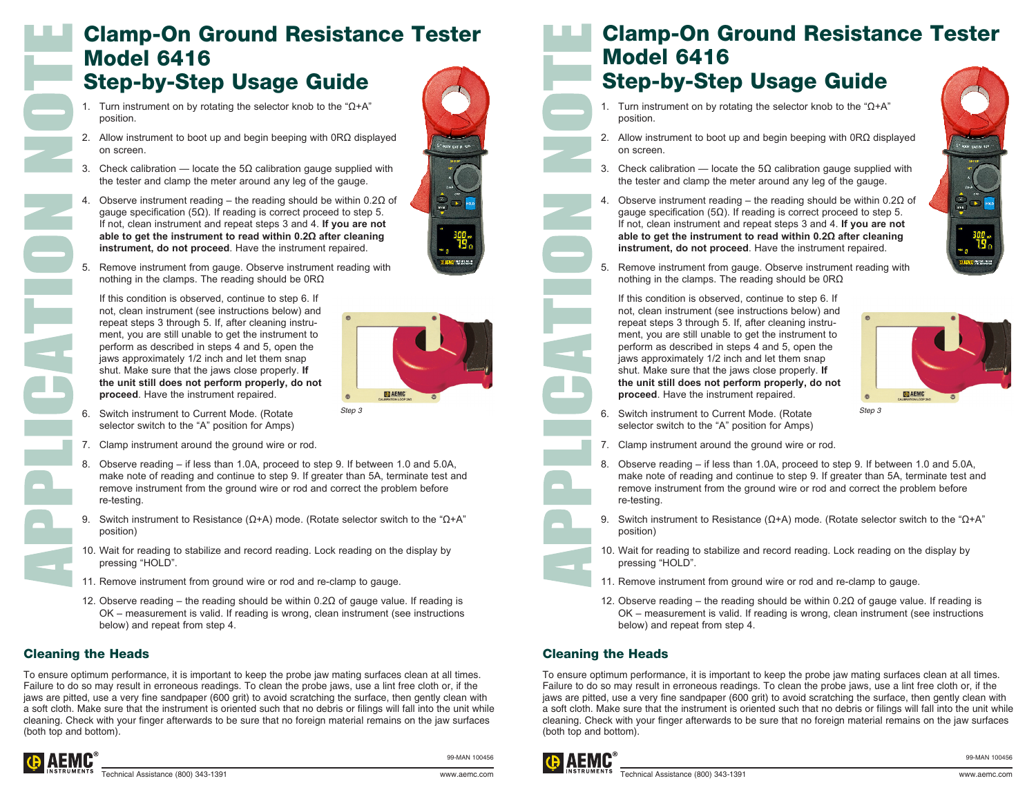APPLICATION NOTE

# Clamp-On Ground Resistance Tester Model 6416
# Step-by-Step Usage Guide

1. Turn instrument on by rotating the selector knob to the "Ω+A" position.
2. Allow instrument to boot up and begin beeping with 0RΩ displayed on screen.
3. Check calibration — locate the 5Ω calibration gauge supplied with the tester and clamp the meter around any leg of the gauge.
4. Observe instrument reading – the reading should be within 0.2Ω of gauge specification (5Ω). If reading is correct proceed to step 5. If not, clean instrument and repeat steps 3 and 4. **If you are not able to get the instrument to read within 0.2Ω after cleaning instrument, do not proceed**. Have the instrument repaired.
5. Remove instrument from gauge. Observe instrument reading with nothing in the clamps. The reading should be 0RΩ

   If this condition is observed, continue to step 6. If not, clean instrument (see instructions below) and repeat steps 3 through 5. If, after cleaning instrument, you are still unable to get the instrument to perform as described in steps 4 and 5, open the jaws approximately 1/2 inch and let them snap shut. Make sure that the jaws close properly. **If the unit still does not perform properly, do not proceed**. Have the instrument repaired.

*Step 3*

6. Switch instrument to Current Mode. (Rotate selector switch to the "A" position for Amps)
7. Clamp instrument around the ground wire or rod.
8. Observe reading – if less than 1.0A, proceed to step 9. If between 1.0 and 5.0A, make note of reading and continue to step 9. If greater than 5A, terminate test and remove instrument from the ground wire or rod and correct the problem before re-testing.
9. Switch instrument to Resistance (Ω+A) mode. (Rotate selector switch to the "Ω+A" position)
10. Wait for reading to stabilize and record reading. Lock reading on the display by pressing "HOLD".
11. Remove instrument from ground wire or rod and re-clamp to gauge.
12. Observe reading – the reading should be within 0.2Ω of gauge value. If reading is OK – measurement is valid. If reading is wrong, clean instrument (see instructions below) and repeat from step 4.

## Cleaning the Heads

To ensure optimum performance, it is important to keep the probe jaw mating surfaces clean at all times. Failure to do so may result in erroneous readings. To clean the probe jaws, use a lint free cloth or, if the jaws are pitted, use a very fine sandpaper (600 grit) to avoid scratching the surface, then gently clean with a soft cloth. Make sure that the instrument is oriented such that no debris or filings will fall into the unit while cleaning. Check with your finger afterwards to be sure that no foreign material remains on the jaw surfaces (both top and bottom).

APPLICATION NOTE

# Clamp-On Ground Resistance Tester Model 6416
# Step-by-Step Usage Guide

1. Turn instrument on by rotating the selector knob to the "Ω+A" position.
2. Allow instrument to boot up and begin beeping with 0RΩ displayed on screen.
3. Check calibration — locate the 5Ω calibration gauge supplied with the tester and clamp the meter around any leg of the gauge.
4. Observe instrument reading – the reading should be within 0.2Ω of gauge specification (5Ω). If reading is correct proceed to step 5. If not, clean instrument and repeat steps 3 and 4. **If you are not able to get the instrument to read within 0.2Ω after cleaning instrument, do not proceed**. Have the instrument repaired.
5. Remove instrument from gauge. Observe instrument reading with nothing in the clamps. The reading should be 0RΩ

   If this condition is observed, continue to step 6. If not, clean instrument (see instructions below) and repeat steps 3 through 5. If, after cleaning instrument, you are still unable to get the instrument to perform as described in steps 4 and 5, open the jaws approximately 1/2 inch and let them snap shut. Make sure that the jaws close properly. **If the unit still does not perform properly, do not proceed**. Have the instrument repaired.

*Step 3*

6. Switch instrument to Current Mode. (Rotate selector switch to the "A" position for Amps)
7. Clamp instrument around the ground wire or rod.
8. Observe reading – if less than 1.0A, proceed to step 9. If between 1.0 and 5.0A, make note of reading and continue to step 9. If greater than 5A, terminate test and remove instrument from the ground wire or rod and correct the problem before re-testing.
9. Switch instrument to Resistance (Ω+A) mode. (Rotate selector switch to the "Ω+A" position)
10. Wait for reading to stabilize and record reading. Lock reading on the display by pressing "HOLD".
11. Remove instrument from ground wire or rod and re-clamp to gauge.
12. Observe reading – the reading should be within 0.2Ω of gauge value. If reading is OK – measurement is valid. If reading is wrong, clean instrument (see instructions below) and repeat from step 4.

## Cleaning the Heads

To ensure optimum performance, it is important to keep the probe jaw mating surfaces clean at all times. Failure to do so may result in erroneous readings. To clean the probe jaws, use a lint free cloth or, if the jaws are pitted, use a very fine sandpaper (600 grit) to avoid scratching the surface, then gently clean with a soft cloth. Make sure that the instrument is oriented such that no debris or filings will fall into the unit while cleaning. Check with your finger afterwards to be sure that no foreign material remains on the jaw surfaces (both top and bottom).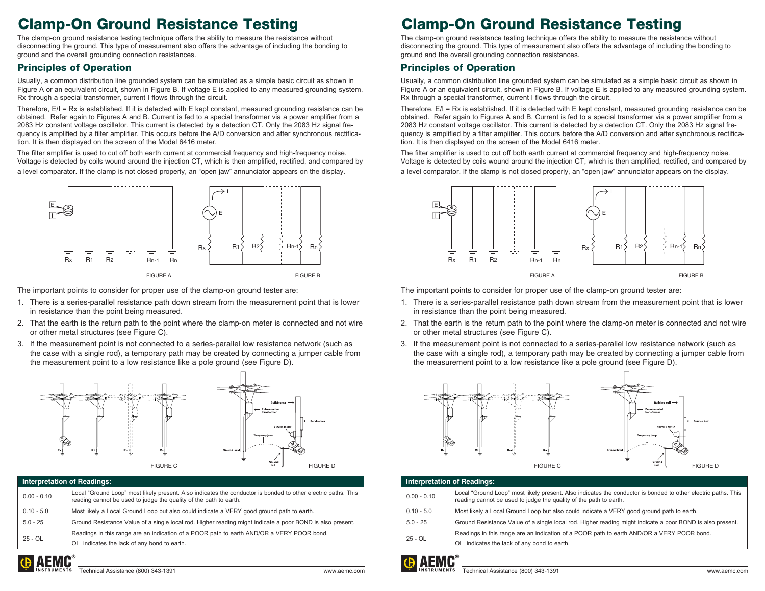# Clamp-On Ground Resistance Testing

The clamp-on ground resistance testing technique offers the ability to measure the resistance without disconnecting the ground. This type of measurement also offers the advantage of including the bonding to ground and the overall grounding connection resistances.

## Principles of Operation

Usually, a common distribution line grounded system can be simulated as a simple basic circuit as shown in Figure A or an equivalent circuit, shown in Figure B. If voltage E is applied to any measured grounding system. Rx through a special transformer, current I flows through the circuit.

Therefore, E/I = Rx is established. If it is detected with E kept constant, measured grounding resistance can be obtained. Refer again to Figures A and B. Current is fed to a special transformer via a power amplifier from a 2083 Hz constant voltage oscillator. This current is detected by a detection CT. Only the 2083 Hz signal frequency is amplified by a filter amplifier. This occurs before the A/D conversion and after synchronous rectification. It is then displayed on the screen of the Model 6416 meter.

The filter amplifier is used to cut off both earth current at commercial frequency and high-frequency noise. Voltage is detected by coils wound around the injection CT, which is then amplified, rectified, and compared by a level comparator. If the clamp is not closed properly, an "open jaw" annunciator appears on the display.

E
I
Rx R1 R2 Rn-1 Rn

FIGURE A

I
E
Rx R1 R2 Rn-1 Rn

FIGURE B

The important points to consider for proper use of the clamp-on ground tester are:

1. There is a series-parallel resistance path down stream from the measurement point that is lower in resistance than the point being measured.
2. That the earth is the return path to the point where the clamp-on meter is connected and not wire or other metal structures (see Figure C).
3. If the measurement point is not connected to a series-parallel low resistance network (such as the case with a single rod), a temporary path may be created by connecting a jumper cable from the measurement point to a low resistance like a pole ground (see Figure D).

Rx R1 Rn-1 Rn

FIGURE C

Building wall
Pole-mounted transformer
Service box
Service meter
Temporary jump
Ground level
Ground rod

FIGURE D

| Interpretation of Readings: | |
|---|---|
| 0.00 - 0.10 | Local "Ground Loop" most likely present. Also indicates the conductor is bonded to other electric paths. This reading cannot be used to judge the quality of the path to earth. |
| 0.10 - 5.0 | Most likely a Local Ground Loop but also could indicate a VERY good path to earth. |
| 5.0 - 25 | Ground Resistance Value of a single local rod. Higher reading might indicate a poor BOND is also present. |
| 25 - OL | Readings in this range are an indication of a POOR path to earth AND/OR a VERY POOR bond. OL indicates the lack of any bond to earth. |

AEMC® INSTRUMENTS Technical Assistance (800) 343-1391 www.aemc.com